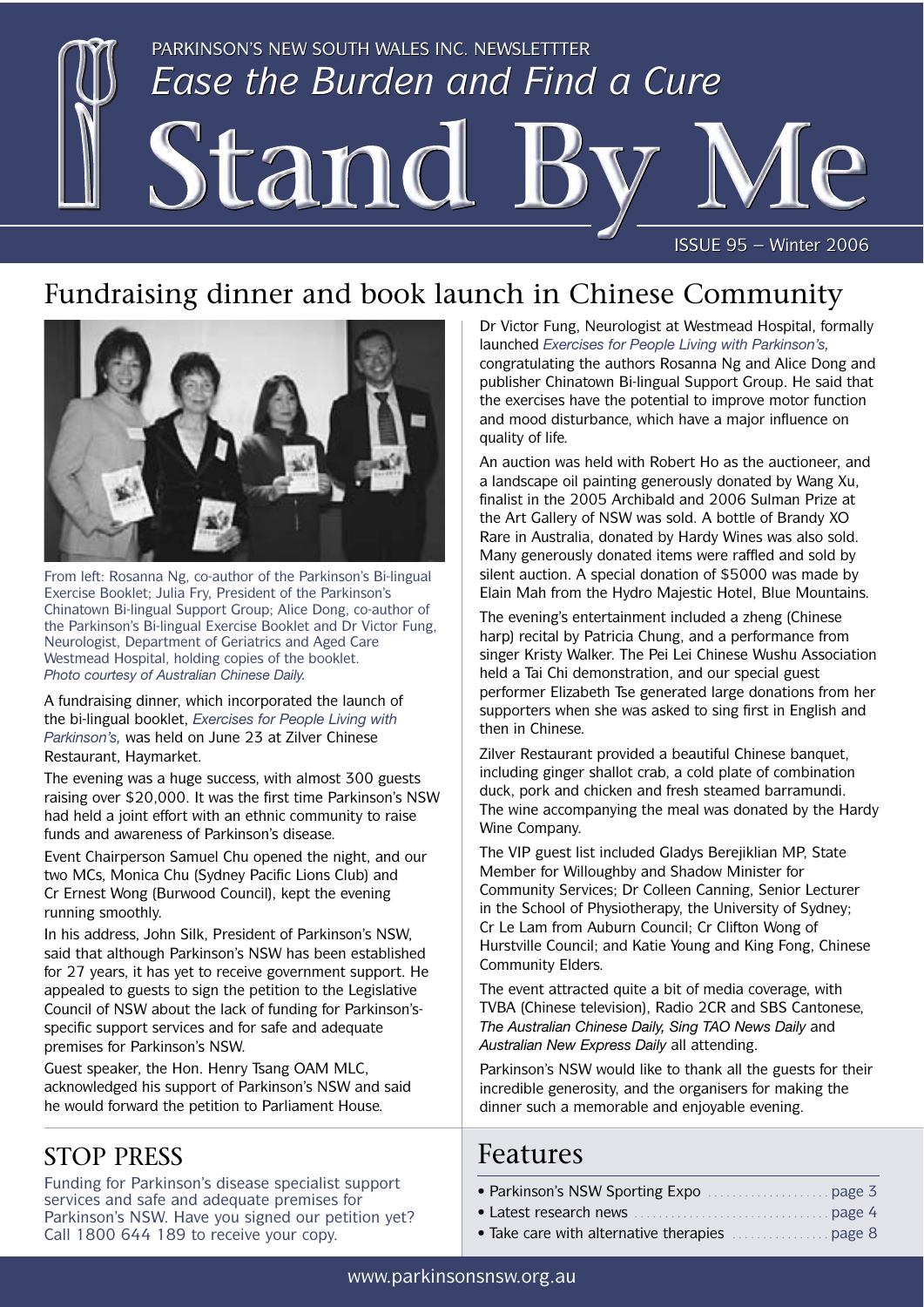PARKINSON'S NEW SOUTH WALES INC. NEWSLETTTER

*Ease the Burden and Find a Cure*

# Stand By Me

ISSUE 95 – Winter 2006

## Fundraising dinner and book launch in Chinese Community

From left: Rosanna Ng, co-author of the Parkinson's Bi-lingual Exercise Booklet; Julia Fry, President of the Parkinson's Chinatown Bi-lingual Support Group; Alice Dong, co-author of the Parkinson's Bi-lingual Exercise Booklet and Dr Victor Fung, Neurologist, Department of Geriatrics and Aged Care Westmead Hospital, holding copies of the booklet. *Photo courtesy of Australian Chinese Daily.*

A fundraising dinner, which incorporated the launch of the bi-lingual booklet, *Exercises for People Living with Parkinson's,* was held on June 23 at Zilver Chinese Restaurant, Haymarket.

The evening was a huge success, with almost 300 guests raising over $20,000. It was the first time Parkinson's NSW had held a joint effort with an ethnic community to raise funds and awareness of Parkinson's disease.

Event Chairperson Samuel Chu opened the night, and our two MCs, Monica Chu (Sydney Pacific Lions Club) and Cr Ernest Wong (Burwood Council), kept the evening running smoothly.

In his address, John Silk, President of Parkinson's NSW, said that although Parkinson's NSW has been established for 27 years, it has yet to receive government support. He appealed to guests to sign the petition to the Legislative Council of NSW about the lack of funding for Parkinson's-specific support services and for safe and adequate premises for Parkinson's NSW.

Guest speaker, the Hon. Henry Tsang OAM MLC, acknowledged his support of Parkinson's NSW and said he would forward the petition to Parliament House.

Dr Victor Fung, Neurologist at Westmead Hospital, formally launched *Exercises for People Living with Parkinson's,* congratulating the authors Rosanna Ng and Alice Dong and publisher Chinatown Bi-lingual Support Group. He said that the exercises have the potential to improve motor function and mood disturbance, which have a major influence on quality of life.

An auction was held with Robert Ho as the auctioneer, and a landscape oil painting generously donated by Wang Xu, finalist in the 2005 Archibald and 2006 Sulman Prize at the Art Gallery of NSW was sold. A bottle of Brandy XO Rare in Australia, donated by Hardy Wines was also sold. Many generously donated items were raffled and sold by silent auction. A special donation of $5000 was made by Elain Mah from the Hydro Majestic Hotel, Blue Mountains.

The evening's entertainment included a zheng (Chinese harp) recital by Patricia Chung, and a performance from singer Kristy Walker. The Pei Lei Chinese Wushu Association held a Tai Chi demonstration, and our special guest performer Elizabeth Tse generated large donations from her supporters when she was asked to sing first in English and then in Chinese.

Zilver Restaurant provided a beautiful Chinese banquet, including ginger shallot crab, a cold plate of combination duck, pork and chicken and fresh steamed barramundi. The wine accompanying the meal was donated by the Hardy Wine Company.

The VIP guest list included Gladys Berejiklian MP, State Member for Willoughby and Shadow Minister for Community Services; Dr Colleen Canning, Senior Lecturer in the School of Physiotherapy, the University of Sydney; Cr Le Lam from Auburn Council; Cr Clifton Wong of Hurstville Council; and Katie Young and King Fong, Chinese Community Elders.

The event attracted quite a bit of media coverage, with TVBA (Chinese television), Radio 2CR and SBS Cantonese, *The Australian Chinese Daily, Sing TAO News Daily* and *Australian New Express Daily* all attending.

Parkinson's NSW would like to thank all the guests for their incredible generosity, and the organisers for making the dinner such a memorable and enjoyable evening.

## STOP PRESS

Funding for Parkinson's disease specialist support services and safe and adequate premises for Parkinson's NSW. Have you signed our petition yet? Call 1800 644 189 to receive your copy.

## Features

- Parkinson's NSW Sporting Expo ..... page 3
- Latest research news ..... page 4
- Take care with alternative therapies ..... page 8

www.parkinsonsnsw.org.au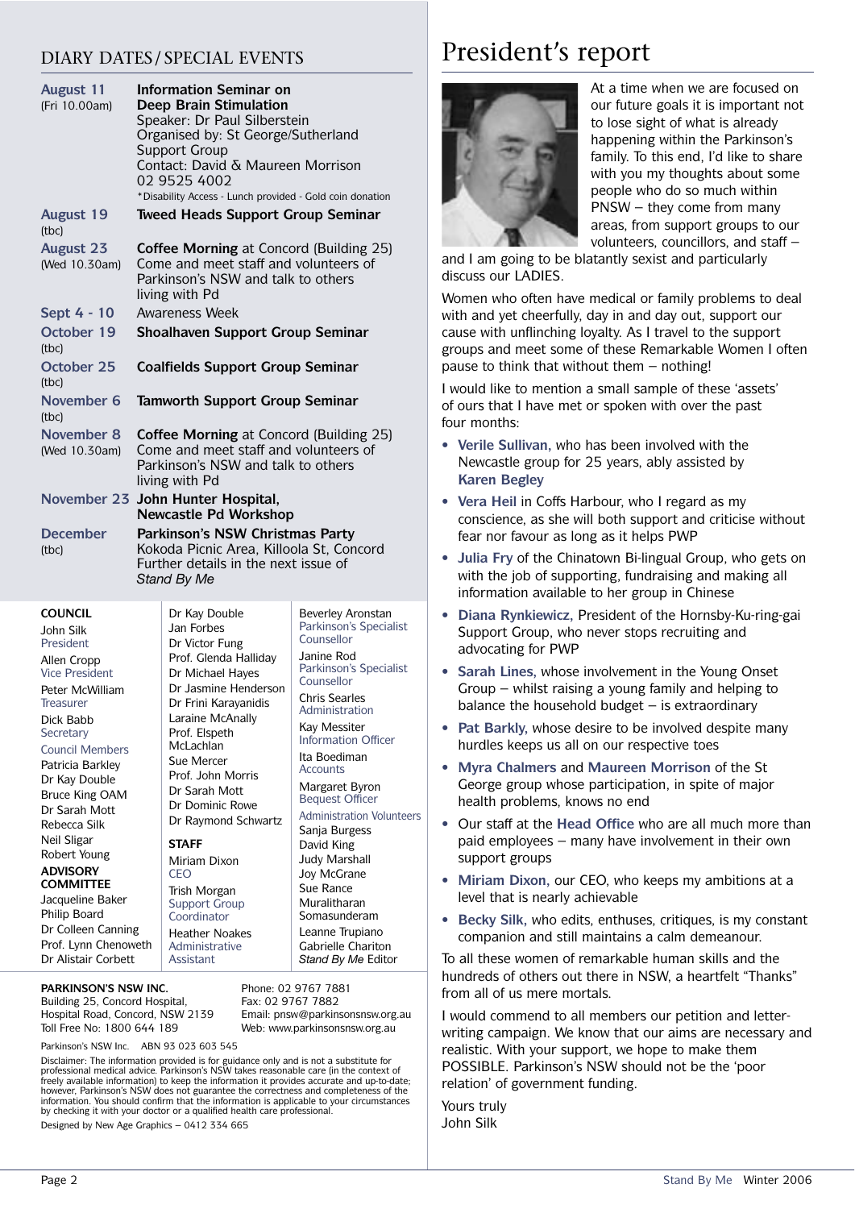## DIARY DATES / SPECIAL EVENTS

| Date | Event |
|---|---|
| **August 11** (Fri 10.00am) | **Information Seminar on Deep Brain Stimulation** Speaker: Dr Paul Silberstein Organised by: St George/Sutherland Support Group Contact: David & Maureen Morrison 02 9525 4002 *Disability Access - Lunch provided - Gold coin donation |
| **August 19** (tbc) | **Tweed Heads Support Group Seminar** |
| **August 23** (Wed 10.30am) | **Coffee Morning** at Concord (Building 25) Come and meet staff and volunteers of Parkinson's NSW and talk to others living with Pd |
| **Sept 4 - 10** | Awareness Week |
| **October 19** (tbc) | **Shoalhaven Support Group Seminar** |
| **October 25** (tbc) | **Coalfields Support Group Seminar** |
| **November 6** (tbc) | **Tamworth Support Group Seminar** |
| **November 8** (Wed 10.30am) | **Coffee Morning** at Concord (Building 25) Come and meet staff and volunteers of Parkinson's NSW and talk to others living with Pd |
| **November 23** | **John Hunter Hospital, Newcastle Pd Workshop** |
| **December** (tbc) | **Parkinson's NSW Christmas Party** Kokoda Picnic Area, Killoola St, Concord Further details in the next issue of *Stand By Me* |

**COUNCIL**

John Silk
President

Allen Cropp
Vice President

Peter McWilliam
Treasurer

Dick Babb
Secretary

Council Members
Patricia Barkley
Dr Kay Double
Bruce King OAM
Dr Sarah Mott
Rebecca Silk
Neil Sligar
Robert Young

**ADVISORY COMMITTEE**

Jacqueline Baker
Philip Board
Dr Colleen Canning
Prof. Lynn Chenoweth
Dr Alistair Corbett
Dr Kay Double
Jan Forbes
Dr Victor Fung
Prof. Glenda Halliday
Dr Michael Hayes
Dr Jasmine Henderson
Dr Frini Karayanidis
Laraine McAnally
Prof. Elspeth McLachlan
Sue Mercer
Prof. John Morris
Dr Sarah Mott
Dr Dominic Rowe
Dr Raymond Schwartz

**STAFF**

Miriam Dixon
CEO

Trish Morgan
Support Group Coordinator

Heather Noakes
Administrative Assistant

Beverley Aronstan
Parkinson's Specialist Counsellor

Janine Rod
Parkinson's Specialist Counsellor

Chris Searles
Administration

Kay Messiter
Information Officer

Ita Boediman
Accounts

Margaret Byron
Bequest Officer

Administration Volunteers
Sanja Burgess
David King
Judy Marshall
Joy McGrane
Sue Rance
Muralitharan Somasunderam
Leanne Trupiano
Gabrielle Chariton
*Stand By Me* Editor

**PARKINSON'S NSW INC.**
Building 25, Concord Hospital,
Hospital Road, Concord, NSW 2139
Toll Free No: 1800 644 189

Phone: 02 9767 7881
Fax: 02 9767 7882
Email: pnsw@parkinsonsnsw.org.au
Web: www.parkinsonsnsw.org.au

Parkinson's NSW Inc. ABN 93 023 603 545

Disclaimer: The information provided is for guidance only and is not a substitute for professional medical advice. Parkinson's NSW takes reasonable care (in the context of freely available information) to keep the information it provides accurate and up-to-date; however, Parkinson's NSW does not guarantee the correctness and completeness of the information. You should confirm that the information is applicable to your circumstances by checking it with your doctor or a qualified health care professional.

Designed by New Age Graphics – 0412 334 665

# President's report

At a time when we are focused on our future goals it is important not to lose sight of what is already happening within the Parkinson's family. To this end, I'd like to share with you my thoughts about some people who do so much within PNSW – they come from many areas, from support groups to our volunteers, councillors, and staff – and I am going to be blatantly sexist and particularly discuss our LADIES.

Women who often have medical or family problems to deal with and yet cheerfully, day in and day out, support our cause with unflinching loyalty. As I travel to the support groups and meet some of these Remarkable Women I often pause to think that without them – nothing!

I would like to mention a small sample of these 'assets' of ours that I have met or spoken with over the past four months:

- **Verile Sullivan**, who has been involved with the Newcastle group for 25 years, ably assisted by **Karen Begley**
- **Vera Heil** in Coffs Harbour, who I regard as my conscience, as she will both support and criticise without fear nor favour as long as it helps PWP
- **Julia Fry** of the Chinatown Bi-lingual Group, who gets on with the job of supporting, fundraising and making all information available to her group in Chinese
- **Diana Rynkiewicz**, President of the Hornsby-Ku-ring-gai Support Group, who never stops recruiting and advocating for PWP
- **Sarah Lines**, whose involvement in the Young Onset Group – whilst raising a young family and helping to balance the household budget – is extraordinary
- **Pat Barkly**, whose desire to be involved despite many hurdles keeps us all on our respective toes
- **Myra Chalmers** and **Maureen Morrison** of the St George group whose participation, in spite of major health problems, knows no end
- Our staff at the **Head Office** who are all much more than paid employees – many have involvement in their own support groups
- **Miriam Dixon**, our CEO, who keeps my ambitions at a level that is nearly achievable
- **Becky Silk**, who edits, enthuses, critiques, is my constant companion and still maintains a calm demeanour.

To all these women of remarkable human skills and the hundreds of others out there in NSW, a heartfelt "Thanks" from all of us mere mortals.

I would commend to all members our petition and letter-writing campaign. We know that our aims are necessary and realistic. With your support, we hope to make them POSSIBLE. Parkinson's NSW should not be the 'poor relation' of government funding.

Yours truly
John Silk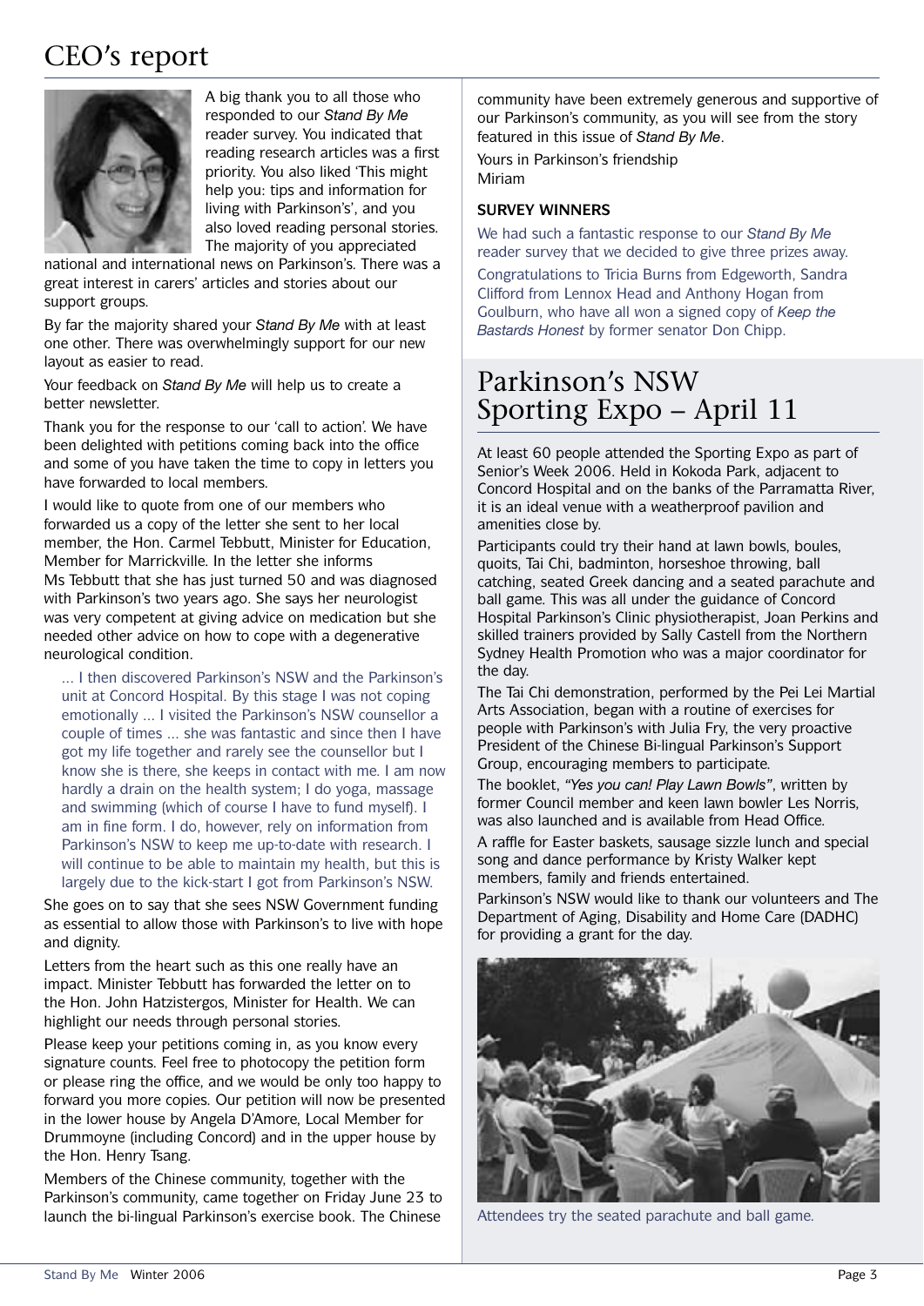# CEO's report

A big thank you to all those who responded to our *Stand By Me* reader survey. You indicated that reading research articles was a first priority. You also liked 'This might help you: tips and information for living with Parkinson's', and you also loved reading personal stories. The majority of you appreciated national and international news on Parkinson's. There was a great interest in carers' articles and stories about our support groups.

By far the majority shared your *Stand By Me* with at least one other. There was overwhelmingly support for our new layout as easier to read.

Your feedback on *Stand By Me* will help us to create a better newsletter.

Thank you for the response to our 'call to action'. We have been delighted with petitions coming back into the office and some of you have taken the time to copy in letters you have forwarded to local members.

I would like to quote from one of our members who forwarded us a copy of the letter she sent to her local member, the Hon. Carmel Tebbutt, Minister for Education, Member for Marrickville. In the letter she informs Ms Tebbutt that she has just turned 50 and was diagnosed with Parkinson's two years ago. She says her neurologist was very competent at giving advice on medication but she needed other advice on how to cope with a degenerative neurological condition.

> ... I then discovered Parkinson's NSW and the Parkinson's unit at Concord Hospital. By this stage I was not coping emotionally ... I visited the Parkinson's NSW counsellor a couple of times ... she was fantastic and since then I have got my life together and rarely see the counsellor but I know she is there, she keeps in contact with me. I am now hardly a drain on the health system; I do yoga, massage and swimming (which of course I have to fund myself). I am in fine form. I do, however, rely on information from Parkinson's NSW to keep me up-to-date with research. I will continue to be able to maintain my health, but this is largely due to the kick-start I got from Parkinson's NSW.

She goes on to say that she sees NSW Government funding as essential to allow those with Parkinson's to live with hope and dignity.

Letters from the heart such as this one really have an impact. Minister Tebbutt has forwarded the letter on to the Hon. John Hatzistergos, Minister for Health. We can highlight our needs through personal stories.

Please keep your petitions coming in, as you know every signature counts. Feel free to photocopy the petition form or please ring the office, and we would be only too happy to forward you more copies. Our petition will now be presented in the lower house by Angela D'Amore, Local Member for Drummoyne (including Concord) and in the upper house by the Hon. Henry Tsang.

Members of the Chinese community, together with the Parkinson's community, came together on Friday June 23 to launch the bi-lingual Parkinson's exercise book. The Chinese community have been extremely generous and supportive of our Parkinson's community, as you will see from the story featured in this issue of *Stand By Me*.

Yours in Parkinson's friendship
Miriam

### SURVEY WINNERS

We had such a fantastic response to our *Stand By Me* reader survey that we decided to give three prizes away.

Congratulations to Tricia Burns from Edgeworth, Sandra Clifford from Lennox Head and Anthony Hogan from Goulburn, who have all won a signed copy of *Keep the Bastards Honest* by former senator Don Chipp.

# Parkinson's NSW Sporting Expo – April 11

At least 60 people attended the Sporting Expo as part of Senior's Week 2006. Held in Kokoda Park, adjacent to Concord Hospital and on the banks of the Parramatta River, it is an ideal venue with a weatherproof pavilion and amenities close by.

Participants could try their hand at lawn bowls, boules, quoits, Tai Chi, badminton, horseshoe throwing, ball catching, seated Greek dancing and a seated parachute and ball game. This was all under the guidance of Concord Hospital Parkinson's Clinic physiotherapist, Joan Perkins and skilled trainers provided by Sally Castell from the Northern Sydney Health Promotion who was a major coordinator for the day.

The Tai Chi demonstration, performed by the Pei Lei Martial Arts Association, began with a routine of exercises for people with Parkinson's with Julia Fry, the very proactive President of the Chinese Bi-lingual Parkinson's Support Group, encouraging members to participate.

The booklet, *"Yes you can! Play Lawn Bowls"*, written by former Council member and keen lawn bowler Les Norris, was also launched and is available from Head Office.

A raffle for Easter baskets, sausage sizzle lunch and special song and dance performance by Kristy Walker kept members, family and friends entertained.

Parkinson's NSW would like to thank our volunteers and The Department of Aging, Disability and Home Care (DADHC) for providing a grant for the day.

Attendees try the seated parachute and ball game.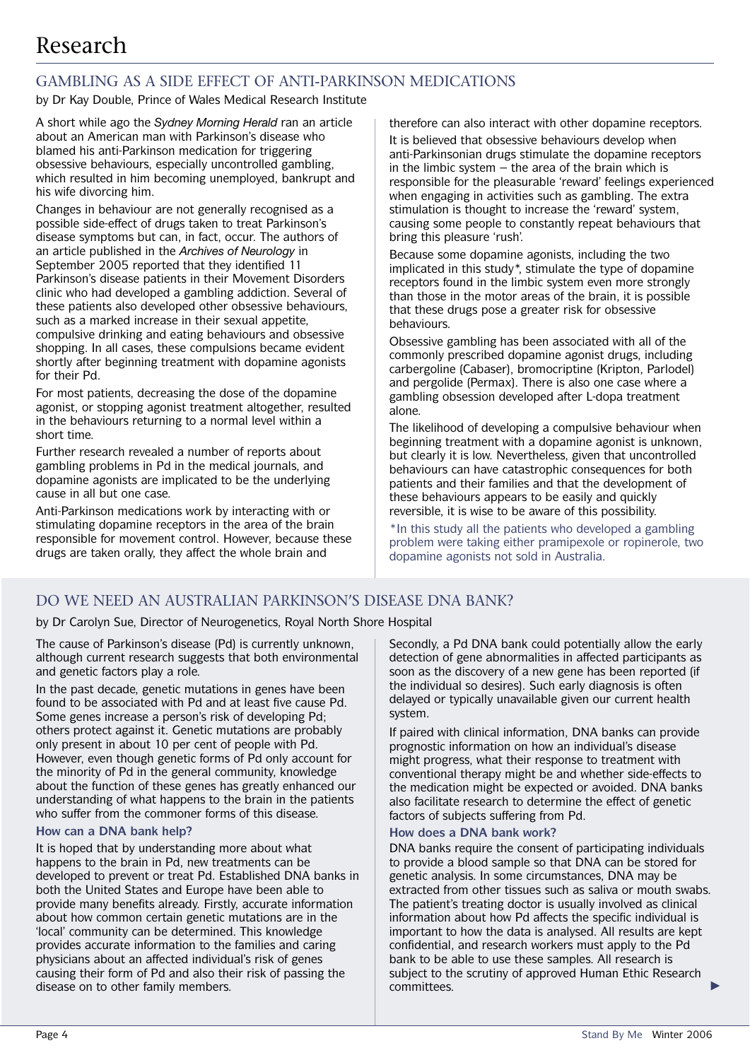# Research

## GAMBLING AS A SIDE EFFECT OF ANTI-PARKINSON MEDICATIONS

by Dr Kay Double, Prince of Wales Medical Research Institute

A short while ago the *Sydney Morning Herald* ran an article about an American man with Parkinson's disease who blamed his anti-Parkinson medication for triggering obsessive behaviours, especially uncontrolled gambling, which resulted in him becoming unemployed, bankrupt and his wife divorcing him.

Changes in behaviour are not generally recognised as a possible side-effect of drugs taken to treat Parkinson's disease symptoms but can, in fact, occur. The authors of an article published in the *Archives of Neurology* in September 2005 reported that they identified 11 Parkinson's disease patients in their Movement Disorders clinic who had developed a gambling addiction. Several of these patients also developed other obsessive behaviours, such as a marked increase in their sexual appetite, compulsive drinking and eating behaviours and obsessive shopping. In all cases, these compulsions became evident shortly after beginning treatment with dopamine agonists for their Pd.

For most patients, decreasing the dose of the dopamine agonist, or stopping agonist treatment altogether, resulted in the behaviours returning to a normal level within a short time.

Further research revealed a number of reports about gambling problems in Pd in the medical journals, and dopamine agonists are implicated to be the underlying cause in all but one case.

Anti-Parkinson medications work by interacting with or stimulating dopamine receptors in the area of the brain responsible for movement control. However, because these drugs are taken orally, they affect the whole brain and therefore can also interact with other dopamine receptors.

It is believed that obsessive behaviours develop when anti-Parkinsonian drugs stimulate the dopamine receptors in the limbic system – the area of the brain which is responsible for the pleasurable 'reward' feelings experienced when engaging in activities such as gambling. The extra stimulation is thought to increase the 'reward' system, causing some people to constantly repeat behaviours that bring this pleasure 'rush'.

Because some dopamine agonists, including the two implicated in this study*, stimulate the type of dopamine receptors found in the limbic system even more strongly than those in the motor areas of the brain, it is possible that these drugs pose a greater risk for obsessive behaviours.

Obsessive gambling has been associated with all of the commonly prescribed dopamine agonist drugs, including carbergoline (Cabaser), bromocriptine (Kripton, Parlodel) and pergolide (Permax). There is also one case where a gambling obsession developed after L-dopa treatment alone.

The likelihood of developing a compulsive behaviour when beginning treatment with a dopamine agonist is unknown, but clearly it is low. Nevertheless, given that uncontrolled behaviours can have catastrophic consequences for both patients and their families and that the development of these behaviours appears to be easily and quickly reversible, it is wise to be aware of this possibility.

*In this study all the patients who developed a gambling problem were taking either pramipexole or ropinerole, two dopamine agonists not sold in Australia.

## DO WE NEED AN AUSTRALIAN PARKINSON'S DISEASE DNA BANK?

by Dr Carolyn Sue, Director of Neurogenetics, Royal North Shore Hospital

The cause of Parkinson's disease (Pd) is currently unknown, although current research suggests that both environmental and genetic factors play a role.

In the past decade, genetic mutations in genes have been found to be associated with Pd and at least five cause Pd. Some genes increase a person's risk of developing Pd; others protect against it. Genetic mutations are probably only present in about 10 per cent of people with Pd. However, even though genetic forms of Pd only account for the minority of Pd in the general community, knowledge about the function of these genes has greatly enhanced our understanding of what happens to the brain in the patients who suffer from the commoner forms of this disease.

### How can a DNA bank help?

It is hoped that by understanding more about what happens to the brain in Pd, new treatments can be developed to prevent or treat Pd. Established DNA banks in both the United States and Europe have been able to provide many benefits already. Firstly, accurate information about how common certain genetic mutations are in the 'local' community can be determined. This knowledge provides accurate information to the families and caring physicians about an affected individual's risk of genes causing their form of Pd and also their risk of passing the disease on to other family members.

Secondly, a Pd DNA bank could potentially allow the early detection of gene abnormalities in affected participants as soon as the discovery of a new gene has been reported (if the individual so desires). Such early diagnosis is often delayed or typically unavailable given our current health system.

If paired with clinical information, DNA banks can provide prognostic information on how an individual's disease might progress, what their response to treatment with conventional therapy might be and whether side-effects to the medication might be expected or avoided. DNA banks also facilitate research to determine the effect of genetic factors of subjects suffering from Pd.

### How does a DNA bank work?

DNA banks require the consent of participating individuals to provide a blood sample so that DNA can be stored for genetic analysis. In some circumstances, DNA may be extracted from other tissues such as saliva or mouth swabs. The patient's treating doctor is usually involved as clinical information about how Pd affects the specific individual is important to how the data is analysed. All results are kept confidential, and research workers must apply to the Pd bank to be able to use these samples. All research is subject to the scrutiny of approved Human Ethic Research committees.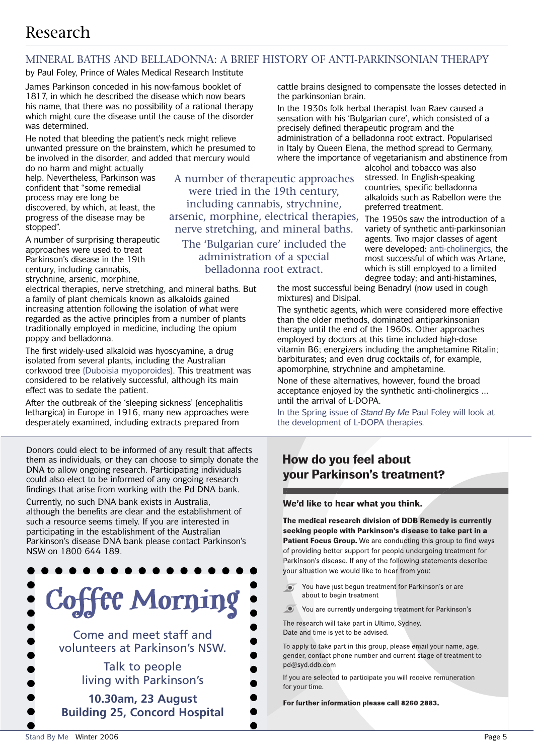# Research

## MINERAL BATHS AND BELLADONNA: A BRIEF HISTORY OF ANTI-PARKINSONIAN THERAPY

by Paul Foley, Prince of Wales Medical Research Institute

James Parkinson conceded in his now-famous booklet of 1817, in which he described the disease which now bears his name, that there was no possibility of a rational therapy which might cure the disease until the cause of the disorder was determined.

He noted that bleeding the patient's neck might relieve unwanted pressure on the brainstem, which he presumed to be involved in the disorder, and added that mercury would do no harm and might actually help. Nevertheless, Parkinson was confident that "some remedial process may ere long be discovered, by which, at least, the progress of the disease may be stopped".

> A number of therapeutic approaches were tried in the 19th century, including cannabis, strychnine, arsenic, morphine, electrical therapies, nerve stretching, and mineral baths. The 'Bulgarian cure' included the administration of a special belladonna root extract.

A number of surprising therapeutic approaches were used to treat Parkinson's disease in the 19th century, including cannabis, strychnine, arsenic, morphine, electrical therapies, nerve stretching, and mineral baths. But a family of plant chemicals known as alkaloids gained increasing attention following the isolation of what were regarded as the active principles from a number of plants traditionally employed in medicine, including the opium poppy and belladonna.

The first widely-used alkaloid was hyoscyamine, a drug isolated from several plants, including the Australian corkwood tree (Duboisia myoporoides). This treatment was considered to be relatively successful, although its main effect was to sedate the patient.

After the outbreak of the 'sleeping sickness' (encephalitis lethargica) in Europe in 1916, many new approaches were desperately examined, including extracts prepared from cattle brains designed to compensate the losses detected in the parkinsonian brain.

In the 1930s folk herbal therapist Ivan Raev caused a sensation with his 'Bulgarian cure', which consisted of a precisely defined therapeutic program and the administration of a belladonna root extract. Popularised in Italy by Queen Elena, the method spread to Germany, where the importance of vegetarianism and abstinence from alcohol and tobacco was also stressed. In English-speaking countries, specific belladonna alkaloids such as Rabellon were the preferred treatment.

The 1950s saw the introduction of a variety of synthetic anti-parkinsonian agents. Two major classes of agent were developed: anti-cholinergics, the most successful of which was Artane, which is still employed to a limited degree today; and anti-histamines, the most successful being Benadryl (now used in cough mixtures) and Disipal.

The synthetic agents, which were considered more effective than the older methods, dominated antiparkinsonian therapy until the end of the 1960s. Other approaches employed by doctors at this time included high-dose vitamin B6; energizers including the amphetamine Ritalin; barbiturates; and even drug cocktails of, for example, apomorphine, strychnine and amphetamine.

None of these alternatives, however, found the broad acceptance enjoyed by the synthetic anti-cholinergics … until the arrival of L-DOPA.

In the Spring issue of *Stand By Me* Paul Foley will look at the development of L-DOPA therapies.

---

Donors could elect to be informed of any result that affects them as individuals, or they can choose to simply donate the DNA to allow ongoing research. Participating individuals could also elect to be informed of any ongoing research findings that arise from working with the Pd DNA bank.

Currently, no such DNA bank exists in Australia, although the benefits are clear and the establishment of such a resource seems timely. If you are interested in participating in the establishment of the Australian Parkinson's disease DNA bank please contact Parkinson's NSW on 1800 644 189.

---

## Coffee Morning

Come and meet staff and volunteers at Parkinson's NSW.

Talk to people living with Parkinson's

**10.30am, 23 August**
**Building 25, Concord Hospital**

---

## How do you feel about your Parkinson's treatment?

**We'd like to hear what you think.**

**The medical research division of DDB Remedy is currently seeking people with Parkinson's disease to take part in a Patient Focus Group.** We are conducting this group to find ways of providing better support for people undergoing treatment for Parkinson's disease. If any of the following statements describe your situation we would like to hear from you:

- You have just begun treatment for Parkinson's or are about to begin treatment
- You are currently undergoing treatment for Parkinson's

The research will take part in Ultimo, Sydney.
Date and time is yet to be advised.

To apply to take part in this group, please email your name, age, gender, contact phone number and current stage of treatment to pd@syd.ddb.com

If you are selected to participate you will receive remuneration for your time.

**For further information please call 8260 2883.**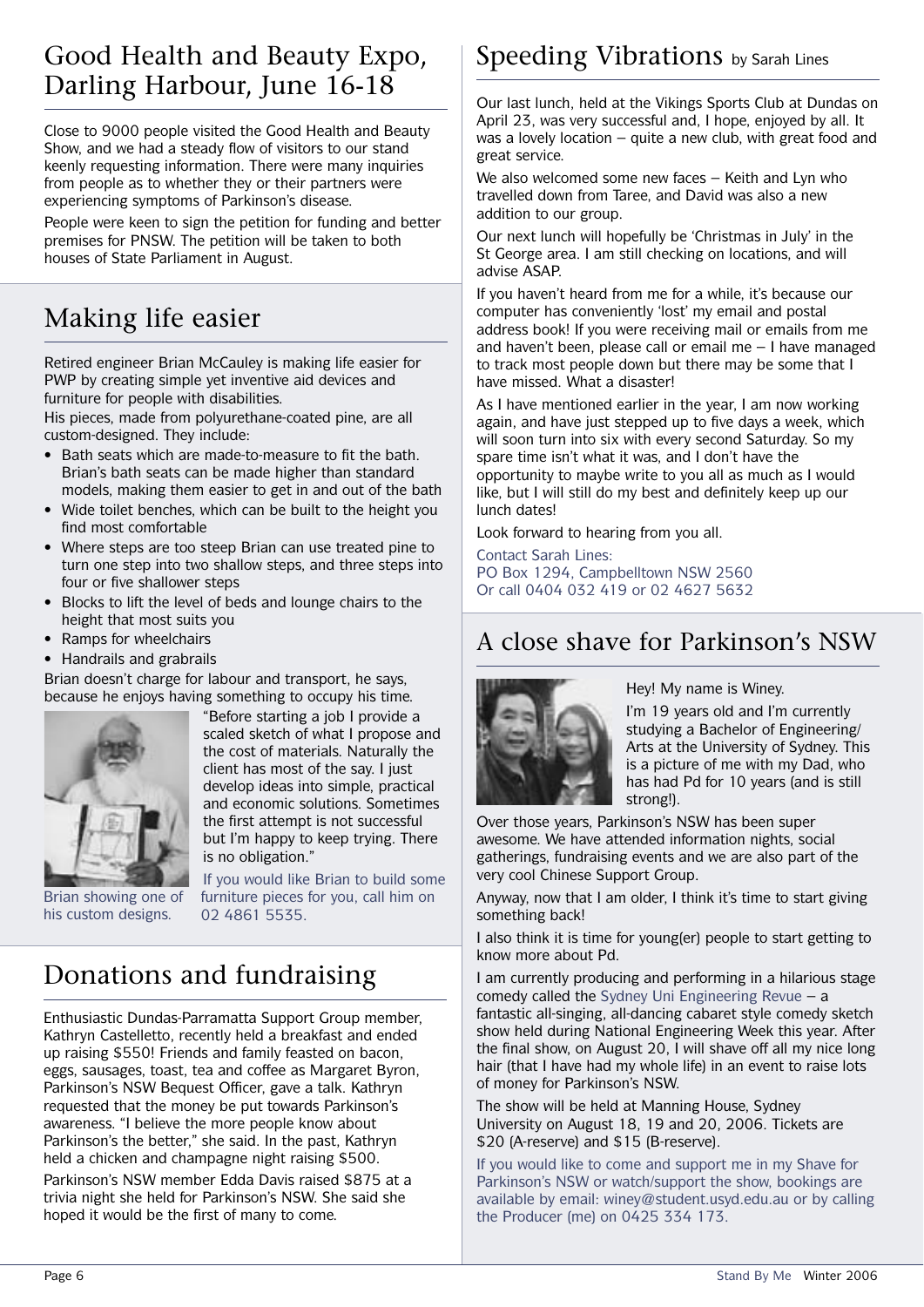## Good Health and Beauty Expo, Darling Harbour, June 16-18

Close to 9000 people visited the Good Health and Beauty Show, and we had a steady flow of visitors to our stand keenly requesting information. There were many inquiries from people as to whether they or their partners were experiencing symptoms of Parkinson's disease.

People were keen to sign the petition for funding and better premises for PNSW. The petition will be taken to both houses of State Parliament in August.

## Making life easier

Retired engineer Brian McCauley is making life easier for PWP by creating simple yet inventive aid devices and furniture for people with disabilities.

His pieces, made from polyurethane-coated pine, are all custom-designed. They include:

- Bath seats which are made-to-measure to fit the bath. Brian's bath seats can be made higher than standard models, making them easier to get in and out of the bath
- Wide toilet benches, which can be built to the height you find most comfortable
- Where steps are too steep Brian can use treated pine to turn one step into two shallow steps, and three steps into four or five shallower steps
- Blocks to lift the level of beds and lounge chairs to the height that most suits you
- Ramps for wheelchairs
- Handrails and grabrails

Brian doesn't charge for labour and transport, he says, because he enjoys having something to occupy his time.

"Before starting a job I provide a scaled sketch of what I propose and the cost of materials. Naturally the client has most of the say. I just develop ideas into simple, practical and economic solutions. Sometimes the first attempt is not successful but I'm happy to keep trying. There is no obligation."

Brian showing one of his custom designs.

If you would like Brian to build some furniture pieces for you, call him on 02 4861 5535.

## Donations and fundraising

Enthusiastic Dundas-Parramatta Support Group member, Kathryn Castelletto, recently held a breakfast and ended up raising $550! Friends and family feasted on bacon, eggs, sausages, toast, tea and coffee as Margaret Byron, Parkinson's NSW Bequest Officer, gave a talk. Kathryn requested that the money be put towards Parkinson's awareness. "I believe the more people know about Parkinson's the better," she said. In the past, Kathryn held a chicken and champagne night raising $500.

Parkinson's NSW member Edda Davis raised $875 at a trivia night she held for Parkinson's NSW. She said she hoped it would be the first of many to come.

## Speeding Vibrations by Sarah Lines

Our last lunch, held at the Vikings Sports Club at Dundas on April 23, was very successful and, I hope, enjoyed by all. It was a lovely location – quite a new club, with great food and great service.

We also welcomed some new faces – Keith and Lyn who travelled down from Taree, and David was also a new addition to our group.

Our next lunch will hopefully be 'Christmas in July' in the St George area. I am still checking on locations, and will advise ASAP.

If you haven't heard from me for a while, it's because our computer has conveniently 'lost' my email and postal address book! If you were receiving mail or emails from me and haven't been, please call or email me – I have managed to track most people down but there may be some that I have missed. What a disaster!

As I have mentioned earlier in the year, I am now working again, and have just stepped up to five days a week, which will soon turn into six with every second Saturday. So my spare time isn't what it was, and I don't have the opportunity to maybe write to you all as much as I would like, but I will still do my best and definitely keep up our lunch dates!

Look forward to hearing from you all.

Contact Sarah Lines:
PO Box 1294, Campbelltown NSW 2560
Or call 0404 032 419 or 02 4627 5632

## A close shave for Parkinson's NSW

Hey! My name is Winey.

I'm 19 years old and I'm currently studying a Bachelor of Engineering/ Arts at the University of Sydney. This is a picture of me with my Dad, who has had Pd for 10 years (and is still strong!).

Over those years, Parkinson's NSW has been super awesome. We have attended information nights, social gatherings, fundraising events and we are also part of the very cool Chinese Support Group.

Anyway, now that I am older, I think it's time to start giving something back!

I also think it is time for young(er) people to start getting to know more about Pd.

I am currently producing and performing in a hilarious stage comedy called the Sydney Uni Engineering Revue – a fantastic all-singing, all-dancing cabaret style comedy sketch show held during National Engineering Week this year. After the final show, on August 20, I will shave off all my nice long hair (that I have had my whole life) in an event to raise lots of money for Parkinson's NSW.

The show will be held at Manning House, Sydney University on August 18, 19 and 20, 2006. Tickets are $20 (A-reserve) and $15 (B-reserve).

If you would like to come and support me in my Shave for Parkinson's NSW or watch/support the show, bookings are available by email: winey@student.usyd.edu.au or by calling the Producer (me) on 0425 334 173.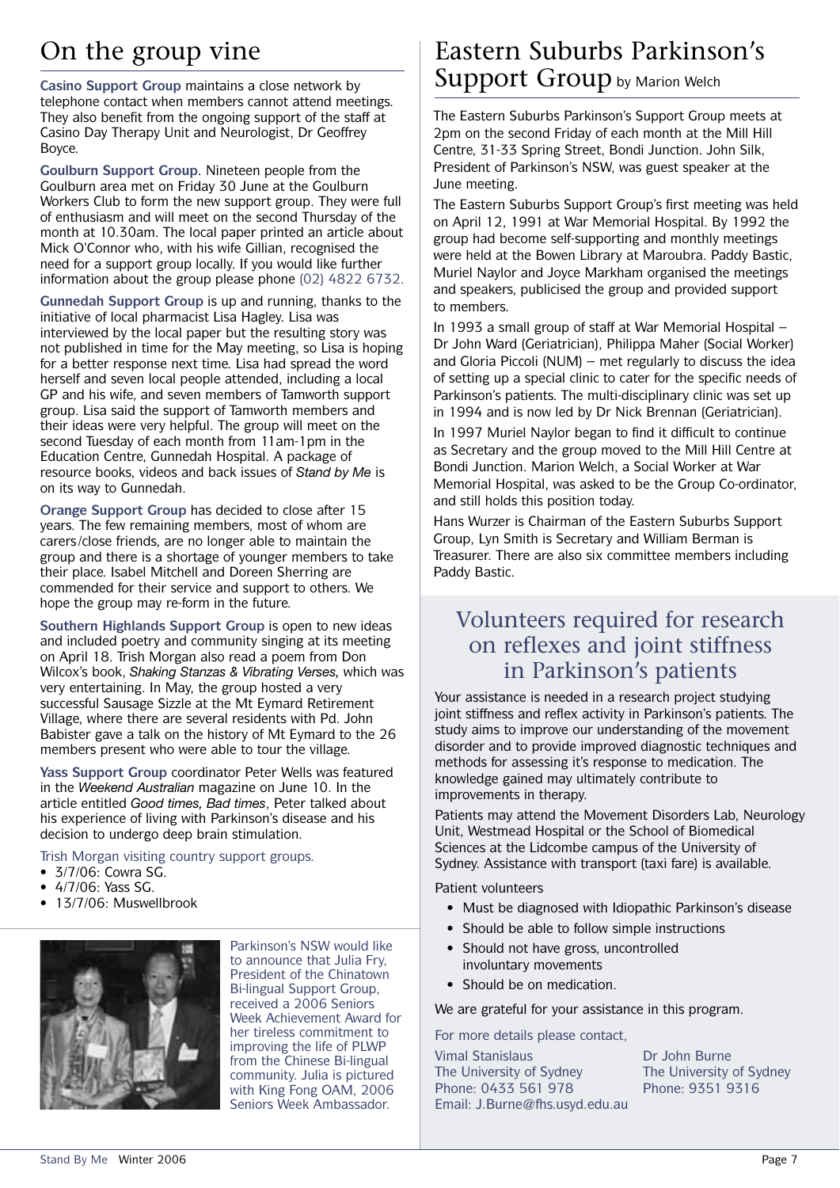# On the group vine

**Casino Support Group** maintains a close network by telephone contact when members cannot attend meetings. They also benefit from the ongoing support of the staff at Casino Day Therapy Unit and Neurologist, Dr Geoffrey Boyce.

**Goulburn Support Group**. Nineteen people from the Goulburn area met on Friday 30 June at the Goulburn Workers Club to form the new support group. They were full of enthusiasm and will meet on the second Thursday of the month at 10.30am. The local paper printed an article about Mick O'Connor who, with his wife Gillian, recognised the need for a support group locally. If you would like further information about the group please phone (02) 4822 6732.

**Gunnedah Support Group** is up and running, thanks to the initiative of local pharmacist Lisa Hagley. Lisa was interviewed by the local paper but the resulting story was not published in time for the May meeting, so Lisa is hoping for a better response next time. Lisa had spread the word herself and seven local people attended, including a local GP and his wife, and seven members of Tamworth support group. Lisa said the support of Tamworth members and their ideas were very helpful. The group will meet on the second Tuesday of each month from 11am-1pm in the Education Centre, Gunnedah Hospital. A package of resource books, videos and back issues of *Stand by Me* is on its way to Gunnedah.

**Orange Support Group** has decided to close after 15 years. The few remaining members, most of whom are carers/close friends, are no longer able to maintain the group and there is a shortage of younger members to take their place. Isabel Mitchell and Doreen Sherring are commended for their service and support to others. We hope the group may re-form in the future.

**Southern Highlands Support Group** is open to new ideas and included poetry and community singing at its meeting on April 18. Trish Morgan also read a poem from Don Wilcox's book, *Shaking Stanzas & Vibrating Verses,* which was very entertaining. In May, the group hosted a very successful Sausage Sizzle at the Mt Eymard Retirement Village, where there are several residents with Pd. John Babister gave a talk on the history of Mt Eymard to the 26 members present who were able to tour the village.

**Yass Support Group** coordinator Peter Wells was featured in the *Weekend Australian* magazine on June 10. In the article entitled *Good times, Bad times*, Peter talked about his experience of living with Parkinson's disease and his decision to undergo deep brain stimulation.

Trish Morgan visiting country support groups.

- 3/7/06: Cowra SG.
- 4/7/06: Yass SG.
- 13/7/06: Muswellbrook

Parkinson's NSW would like to announce that Julia Fry, President of the Chinatown Bi-lingual Support Group, received a 2006 Seniors Week Achievement Award for her tireless commitment to improving the life of PLWP from the Chinese Bi-lingual community. Julia is pictured with King Fong OAM, 2006 Seniors Week Ambassador.

# Eastern Suburbs Parkinson's Support Group by Marion Welch

The Eastern Suburbs Parkinson's Support Group meets at 2pm on the second Friday of each month at the Mill Hill Centre, 31-33 Spring Street, Bondi Junction. John Silk, President of Parkinson's NSW, was guest speaker at the June meeting.

The Eastern Suburbs Support Group's first meeting was held on April 12, 1991 at War Memorial Hospital. By 1992 the group had become self-supporting and monthly meetings were held at the Bowen Library at Maroubra. Paddy Bastic, Muriel Naylor and Joyce Markham organised the meetings and speakers, publicised the group and provided support to members.

In 1993 a small group of staff at War Memorial Hospital – Dr John Ward (Geriatrician), Philippa Maher (Social Worker) and Gloria Piccoli (NUM) – met regularly to discuss the idea of setting up a special clinic to cater for the specific needs of Parkinson's patients. The multi-disciplinary clinic was set up in 1994 and is now led by Dr Nick Brennan (Geriatrician).

In 1997 Muriel Naylor began to find it difficult to continue as Secretary and the group moved to the Mill Hill Centre at Bondi Junction. Marion Welch, a Social Worker at War Memorial Hospital, was asked to be the Group Co-ordinator, and still holds this position today.

Hans Wurzer is Chairman of the Eastern Suburbs Support Group, Lyn Smith is Secretary and William Berman is Treasurer. There are also six committee members including Paddy Bastic.

## Volunteers required for research on reflexes and joint stiffness in Parkinson's patients

Your assistance is needed in a research project studying joint stiffness and reflex activity in Parkinson's patients. The study aims to improve our understanding of the movement disorder and to provide improved diagnostic techniques and methods for assessing it's response to medication. The knowledge gained may ultimately contribute to improvements in therapy.

Patients may attend the Movement Disorders Lab, Neurology Unit, Westmead Hospital or the School of Biomedical Sciences at the Lidcombe campus of the University of Sydney. Assistance with transport (taxi fare) is available.

Patient volunteers

- Must be diagnosed with Idiopathic Parkinson's disease
- Should be able to follow simple instructions
- Should not have gross, uncontrolled involuntary movements
- Should be on medication.

We are grateful for your assistance in this program.

For more details please contact,

Vimal Stanislaus
The University of Sydney
Phone: 0433 561 978
Email: J.Burne@fhs.usyd.edu.au

Dr John Burne
The University of Sydney
Phone: 9351 9316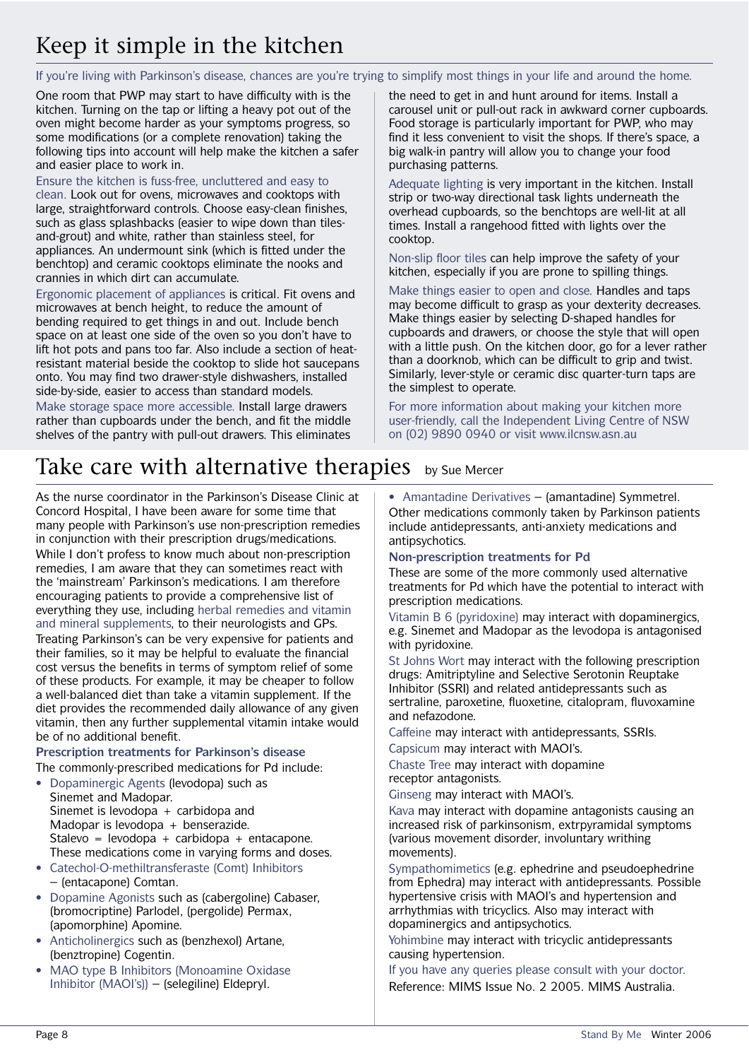# Keep it simple in the kitchen

If you're living with Parkinson's disease, chances are you're trying to simplify most things in your life and around the home.

One room that PWP may start to have difficulty with is the kitchen. Turning on the tap or lifting a heavy pot out of the oven might become harder as your symptoms progress, so some modifications (or a complete renovation) taking the following tips into account will help make the kitchen a safer and easier place to work in.

Ensure the kitchen is fuss-free, uncluttered and easy to clean. Look out for ovens, microwaves and cooktops with large, straightforward controls. Choose easy-clean finishes, such as glass splashbacks (easier to wipe down than tiles-and-grout) and white, rather than stainless steel, for appliances. An undermount sink (which is fitted under the benchtop) and ceramic cooktops eliminate the nooks and crannies in which dirt can accumulate.

Ergonomic placement of appliances is critical. Fit ovens and microwaves at bench height, to reduce the amount of bending required to get things in and out. Include bench space on at least one side of the oven so you don't have to lift hot pots and pans too far. Also include a section of heat-resistant material beside the cooktop to slide hot saucepans onto. You may find two drawer-style dishwashers, installed side-by-side, easier to access than standard models.

Make storage space more accessible. Install large drawers rather than cupboards under the bench, and fit the middle shelves of the pantry with pull-out drawers. This eliminates the need to get in and hunt around for items. Install a carousel unit or pull-out rack in awkward corner cupboards. Food storage is particularly important for PWP, who may find it less convenient to visit the shops. If there's space, a big walk-in pantry will allow you to change your food purchasing patterns.

Adequate lighting is very important in the kitchen. Install strip or two-way directional task lights underneath the overhead cupboards, so the benchtops are well-lit at all times. Install a rangehood fitted with lights over the cooktop.

Non-slip floor tiles can help improve the safety of your kitchen, especially if you are prone to spilling things.

Make things easier to open and close. Handles and taps may become difficult to grasp as your dexterity decreases. Make things easier by selecting D-shaped handles for cupboards and drawers, or choose the style that will open with a little push. On the kitchen door, go for a lever rather than a doorknob, which can be difficult to grip and twist. Similarly, lever-style or ceramic disc quarter-turn taps are the simplest to operate.

For more information about making your kitchen more user-friendly, call the Independent Living Centre of NSW on (02) 9890 0940 or visit www.ilcnsw.asn.au

# Take care with alternative therapies

by Sue Mercer

As the nurse coordinator in the Parkinson's Disease Clinic at Concord Hospital, I have been aware for some time that many people with Parkinson's use non-prescription remedies in conjunction with their prescription drugs/medications. While I don't profess to know much about non-prescription remedies, I am aware that they can sometimes react with the 'mainstream' Parkinson's medications. I am therefore encouraging patients to provide a comprehensive list of everything they use, including herbal remedies and vitamin and mineral supplements, to their neurologists and GPs.

Treating Parkinson's can be very expensive for patients and their families, so it may be helpful to evaluate the financial cost versus the benefits in terms of symptom relief of some of these products. For example, it may be cheaper to follow a well-balanced diet than take a vitamin supplement. If the diet provides the recommended daily allowance of any given vitamin, then any further supplemental vitamin intake would be of no additional benefit.

### Prescription treatments for Parkinson's disease

The commonly-prescribed medications for Pd include:

- Dopaminergic Agents (levodopa) such as Sinemet and Madopar.
  Sinemet is levodopa + carbidopa and
  Madopar is levodopa + benserazide.
  Stalevo = levodopa + carbidopa + entacapone.
  These medications come in varying forms and doses.
- Catechol-O-methiltransferaste (Comt) Inhibitors – (entacapone) Comtan.
- Dopamine Agonists such as (cabergoline) Cabaser, (bromocriptine) Parlodel, (pergolide) Permax, (apomorphine) Apomine.
- Anticholinergics such as (benzhexol) Artane, (benztropine) Cogentin.
- MAO type B Inhibitors (Monoamine Oxidase Inhibitor (MAOI's)) – (selegiline) Eldepryl.
- Amantadine Derivatives – (amantadine) Symmetrel.

Other medications commonly taken by Parkinson patients include antidepressants, anti-anxiety medications and antipsychotics.

### Non-prescription treatments for Pd

These are some of the more commonly used alternative treatments for Pd which have the potential to interact with prescription medications.

Vitamin B 6 (pyridoxine) may interact with dopaminergics, e.g. Sinemet and Madopar as the levodopa is antagonised with pyridoxine.

St Johns Wort may interact with the following prescription drugs: Amitriptyline and Selective Serotonin Reuptake Inhibitor (SSRI) and related antidepressants such as sertraline, paroxetine, fluoxetine, citalopram, fluvoxamine and nefazodone.

Caffeine may interact with antidepressants, SSRIs.

Capsicum may interact with MAOI's.

Chaste Tree may interact with dopamine receptor antagonists.

Ginseng may interact with MAOI's.

Kava may interact with dopamine antagonists causing an increased risk of parkinsonism, extrpyramidal symptoms (various movement disorder, involuntary writhing movements).

Sympathomimetics (e.g. ephedrine and pseudoephedrine from Ephedra) may interact with antidepressants. Possible hypertensive crisis with MAOI's and hypertension and arrhythmias with tricyclics. Also may interact with dopaminergics and antipsychotics.

Yohimbine may interact with tricyclic antidepressants causing hypertension.

If you have any queries please consult with your doctor.

Reference: MIMS Issue No. 2 2005. MIMS Australia.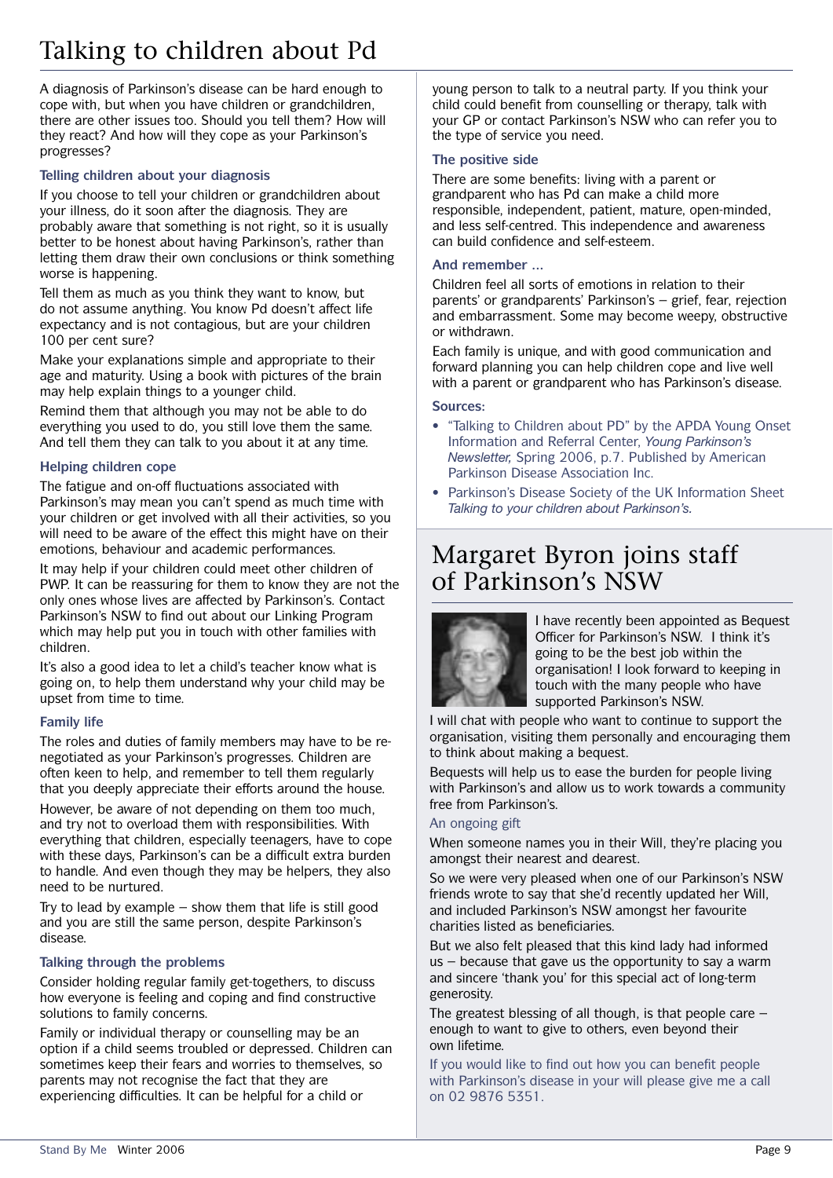# Talking to children about Pd

A diagnosis of Parkinson's disease can be hard enough to cope with, but when you have children or grandchildren, there are other issues too. Should you tell them? How will they react? And how will they cope as your Parkinson's progresses?

### Telling children about your diagnosis

If you choose to tell your children or grandchildren about your illness, do it soon after the diagnosis. They are probably aware that something is not right, so it is usually better to be honest about having Parkinson's, rather than letting them draw their own conclusions or think something worse is happening.

Tell them as much as you think they want to know, but do not assume anything. You know Pd doesn't affect life expectancy and is not contagious, but are your children 100 per cent sure?

Make your explanations simple and appropriate to their age and maturity. Using a book with pictures of the brain may help explain things to a younger child.

Remind them that although you may not be able to do everything you used to do, you still love them the same. And tell them they can talk to you about it at any time.

### Helping children cope

The fatigue and on-off fluctuations associated with Parkinson's may mean you can't spend as much time with your children or get involved with all their activities, so you will need to be aware of the effect this might have on their emotions, behaviour and academic performances.

It may help if your children could meet other children of PWP. It can be reassuring for them to know they are not the only ones whose lives are affected by Parkinson's. Contact Parkinson's NSW to find out about our Linking Program which may help put you in touch with other families with children.

It's also a good idea to let a child's teacher know what is going on, to help them understand why your child may be upset from time to time.

### Family life

The roles and duties of family members may have to be re-negotiated as your Parkinson's progresses. Children are often keen to help, and remember to tell them regularly that you deeply appreciate their efforts around the house.

However, be aware of not depending on them too much, and try not to overload them with responsibilities. With everything that children, especially teenagers, have to cope with these days, Parkinson's can be a difficult extra burden to handle. And even though they may be helpers, they also need to be nurtured.

Try to lead by example – show them that life is still good and you are still the same person, despite Parkinson's disease.

### Talking through the problems

Consider holding regular family get-togethers, to discuss how everyone is feeling and coping and find constructive solutions to family concerns.

Family or individual therapy or counselling may be an option if a child seems troubled or depressed. Children can sometimes keep their fears and worries to themselves, so parents may not recognise the fact that they are experiencing difficulties. It can be helpful for a child or young person to talk to a neutral party. If you think your child could benefit from counselling or therapy, talk with your GP or contact Parkinson's NSW who can refer you to the type of service you need.

### The positive side

There are some benefits: living with a parent or grandparent who has Pd can make a child more responsible, independent, patient, mature, open-minded, and less self-centred. This independence and awareness can build confidence and self-esteem.

### And remember ...

Children feel all sorts of emotions in relation to their parents' or grandparents' Parkinson's – grief, fear, rejection and embarrassment. Some may become weepy, obstructive or withdrawn.

Each family is unique, and with good communication and forward planning you can help children cope and live well with a parent or grandparent who has Parkinson's disease.

### Sources:

- "Talking to Children about PD" by the APDA Young Onset Information and Referral Center, *Young Parkinson's Newsletter,* Spring 2006, p.7. Published by American Parkinson Disease Association Inc.
- Parkinson's Disease Society of the UK Information Sheet *Talking to your children about Parkinson's.*

# Margaret Byron joins staff of Parkinson's NSW

I have recently been appointed as Bequest Officer for Parkinson's NSW. I think it's going to be the best job within the organisation! I look forward to keeping in touch with the many people who have supported Parkinson's NSW.

I will chat with people who want to continue to support the organisation, visiting them personally and encouraging them to think about making a bequest.

Bequests will help us to ease the burden for people living with Parkinson's and allow us to work towards a community free from Parkinson's.

### An ongoing gift

When someone names you in their Will, they're placing you amongst their nearest and dearest.

So we were very pleased when one of our Parkinson's NSW friends wrote to say that she'd recently updated her Will, and included Parkinson's NSW amongst her favourite charities listed as beneficiaries.

But we also felt pleased that this kind lady had informed us – because that gave us the opportunity to say a warm and sincere 'thank you' for this special act of long-term generosity.

The greatest blessing of all though, is that people care – enough to want to give to others, even beyond their own lifetime.

If you would like to find out how you can benefit people with Parkinson's disease in your will please give me a call on 02 9876 5351.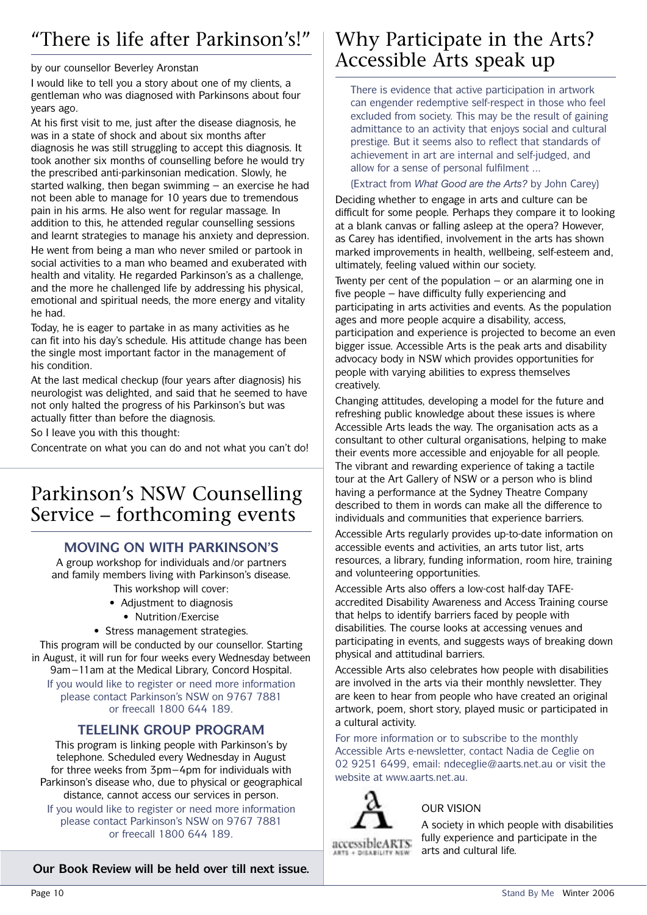# "There is life after Parkinson's!"

by our counsellor Beverley Aronstan

I would like to tell you a story about one of my clients, a gentleman who was diagnosed with Parkinsons about four years ago.

At his first visit to me, just after the disease diagnosis, he was in a state of shock and about six months after diagnosis he was still struggling to accept this diagnosis. It took another six months of counselling before he would try the prescribed anti-parkinsonian medication. Slowly, he started walking, then began swimming – an exercise he had not been able to manage for 10 years due to tremendous pain in his arms. He also went for regular massage. In addition to this, he attended regular counselling sessions and learnt strategies to manage his anxiety and depression.

He went from being a man who never smiled or partook in social activities to a man who beamed and exuberated with health and vitality. He regarded Parkinson's as a challenge, and the more he challenged life by addressing his physical, emotional and spiritual needs, the more energy and vitality he had.

Today, he is eager to partake in as many activities as he can fit into his day's schedule. His attitude change has been the single most important factor in the management of his condition.

At the last medical checkup (four years after diagnosis) his neurologist was delighted, and said that he seemed to have not only halted the progress of his Parkinson's but was actually fitter than before the diagnosis.

So I leave you with this thought:

Concentrate on what you can do and not what you can't do!

# Parkinson's NSW Counselling Service – forthcoming events

## MOVING ON WITH PARKINSON'S

A group workshop for individuals and/or partners and family members living with Parkinson's disease.

This workshop will cover:

- Adjustment to diagnosis
- Nutrition/Exercise
- Stress management strategies.

This program will be conducted by our counsellor. Starting in August, it will run for four weeks every Wednesday between 9am–11am at the Medical Library, Concord Hospital.

If you would like to register or need more information please contact Parkinson's NSW on 9767 7881 or freecall 1800 644 189.

## TELELINK GROUP PROGRAM

This program is linking people with Parkinson's by telephone. Scheduled every Wednesday in August for three weeks from 3pm–4pm for individuals with Parkinson's disease who, due to physical or geographical distance, cannot access our services in person.

If you would like to register or need more information please contact Parkinson's NSW on 9767 7881 or freecall 1800 644 189.

**Our Book Review will be held over till next issue.**

# Why Participate in the Arts? Accessible Arts speak up

There is evidence that active participation in artwork can engender redemptive self-respect in those who feel excluded from society. This may be the result of gaining admittance to an activity that enjoys social and cultural prestige. But it seems also to reflect that standards of achievement in art are internal and self-judged, and allow for a sense of personal fulfilment ...

(Extract from *What Good are the Arts?* by John Carey)

Deciding whether to engage in arts and culture can be difficult for some people. Perhaps they compare it to looking at a blank canvas or falling asleep at the opera? However, as Carey has identified, involvement in the arts has shown marked improvements in health, wellbeing, self-esteem and, ultimately, feeling valued within our society.

Twenty per cent of the population – or an alarming one in five people – have difficulty fully experiencing and participating in arts activities and events. As the population ages and more people acquire a disability, access, participation and experience is projected to become an even bigger issue. Accessible Arts is the peak arts and disability advocacy body in NSW which provides opportunities for people with varying abilities to express themselves creatively.

Changing attitudes, developing a model for the future and refreshing public knowledge about these issues is where Accessible Arts leads the way. The organisation acts as a consultant to other cultural organisations, helping to make their events more accessible and enjoyable for all people. The vibrant and rewarding experience of taking a tactile tour at the Art Gallery of NSW or a person who is blind having a performance at the Sydney Theatre Company described to them in words can make all the difference to individuals and communities that experience barriers.

Accessible Arts regularly provides up-to-date information on accessible events and activities, an arts tutor list, arts resources, a library, funding information, room hire, training and volunteering opportunities.

Accessible Arts also offers a low-cost half-day TAFE-accredited Disability Awareness and Access Training course that helps to identify barriers faced by people with disabilities. The course looks at accessing venues and participating in events, and suggests ways of breaking down physical and attitudinal barriers.

Accessible Arts also celebrates how people with disabilities are involved in the arts via their monthly newsletter. They are keen to hear from people who have created an original artwork, poem, short story, played music or participated in a cultural activity.

For more information or to subscribe to the monthly Accessible Arts e-newsletter, contact Nadia de Ceglie on 02 9251 6499, email: ndeceglie@aarts.net.au or visit the website at www.aarts.net.au.

accessibleARTS
ARTS + DISABILITY NSW

OUR VISION

A society in which people with disabilities fully experience and participate in the arts and cultural life.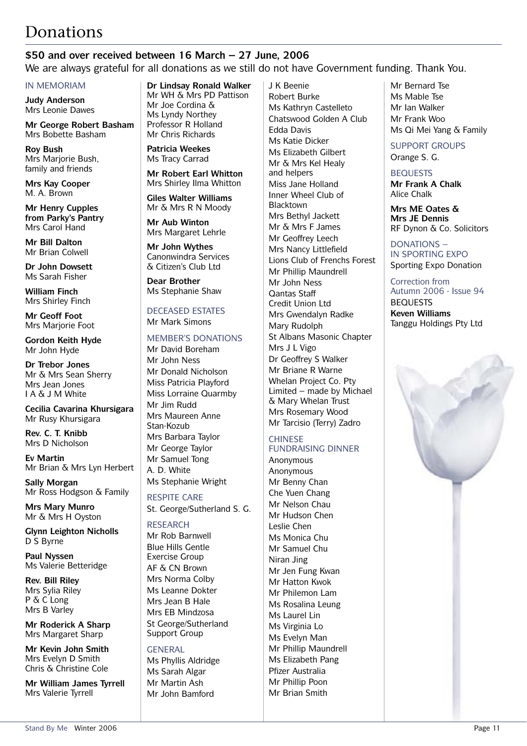# Donations

### $50 and over received between 16 March – 27 June, 2006

We are always grateful for all donations as we still do not have Government funding. Thank You.

## IN MEMORIAM

**Judy Anderson**
Mrs Leonie Dawes

**Mr George Robert Basham**
Mrs Bobette Basham

**Roy Bush**
Mrs Marjorie Bush, family and friends

**Mrs Kay Cooper**
M. A. Brown

**Mr Henry Cupples from Parky's Pantry**
Mrs Carol Hand

**Mr Bill Dalton**
Mr Brian Colwell

**Dr John Dowsett**
Ms Sarah Fisher

**William Finch**
Mrs Shirley Finch

**Mr Geoff Foot**
Mrs Marjorie Foot

**Gordon Keith Hyde**
Mr John Hyde

**Dr Trebor Jones**
Mr & Mrs Sean Sherry
Mrs Jean Jones
I A & J M White

**Cecilia Cavarina Khursigara**
Mr Rusy Khursigara

**Rev. C. T. Knibb**
Mrs D Nicholson

**Ev Martin**
Mr Brian & Mrs Lyn Herbert

**Sally Morgan**
Mr Ross Hodgson & Family

**Mrs Mary Munro**
Mr & Mrs H Oyston

**Glynn Leighton Nicholls**
D S Byrne

**Paul Nyssen**
Ms Valerie Betteridge

**Rev. Bill Riley**
Mrs Sylia Riley
P & C Long
Mrs B Varley

**Mr Roderick A Sharp**
Mrs Margaret Sharp

**Mr Kevin John Smith**
Mrs Evelyn D Smith
Chris & Christine Cole

**Mr William James Tyrrell**
Mrs Valerie Tyrrell

**Dr Lindsay Ronald Walker**
Mr WH & Mrs PD Pattison
Mr Joe Cordina & Ms Lyndy Northey
Professor R Holland
Mr Chris Richards

**Patricia Weekes**
Ms Tracy Carrad

**Mr Robert Earl Whitton**
Mrs Shirley Ilma Whitton

**Giles Walter Williams**
Mr & Mrs R N Moody

**Mr Aub Winton**
Mrs Margaret Lehrle

**Mr John Wythes**
Canonwindra Services & Citizen's Club Ltd

**Dear Brother**
Ms Stephanie Shaw

## DECEASED ESTATES

Mr Mark Simons

## MEMBER'S DONATIONS

Mr David Boreham
Mr John Ness
Mr Donald Nicholson
Miss Patricia Playford
Miss Lorraine Quarmby
Mr Jim Rudd
Mrs Maureen Anne Stan-Kozub
Mrs Barbara Taylor
Mr George Taylor
Mr Samuel Tong
A. D. White
Ms Stephanie Wright

## RESPITE CARE

St. George/Sutherland S. G.

## RESEARCH

Mr Rob Barnwell
Blue Hills Gentle Exercise Group
AF & CN Brown
Mrs Norma Colby
Ms Leanne Dokter
Mrs Jean B Hale
Mrs EB Mindzosa
St George/Sutherland Support Group

## GENERAL

Ms Phyllis Aldridge
Ms Sarah Algar
Mr Martin Ash
Mr John Bamford
J K Beenie
Robert Burke
Ms Kathryn Castelleto
Chatswood Golden A Club
Edda Davis
Ms Katie Dicker
Ms Elizabeth Gilbert
Mr & Mrs Kel Healy and helpers
Miss Jane Holland
Inner Wheel Club of Blacktown
Mrs Bethyl Jackett
Mr & Mrs F James
Mr Geoffrey Leech
Mrs Nancy Littlefield
Lions Club of Frenchs Forest
Mr Phillip Maundrell
Mr John Ness
Qantas Staff Credit Union Ltd
Mrs Gwendalyn Radke
Mary Rudolph
St Albans Masonic Chapter
Mrs J L Vigo
Dr Geoffrey S Walker
Mr Briane R Warne
Whelan Project Co. Pty Limited – made by Michael & Mary Whelan Trust
Mrs Rosemary Wood
Mr Tarcisio (Terry) Zadro

## CHINESE FUNDRAISING DINNER

Anonymous
Anonymous
Mr Benny Chan
Che Yuen Chang
Mr Nelson Chau
Mr Hudson Chen
Leslie Chen
Ms Monica Chu
Mr Samuel Chu
Niran Jing
Mr Jen Fung Kwan
Mr Hatton Kwok
Mr Philemon Lam
Ms Rosalina Leung
Ms Laurel Lin
Ms Virginia Lo
Ms Evelyn Man
Mr Phillip Maundrell
Ms Elizabeth Pang
Pfizer Australia
Mr Phillip Poon
Mr Brian Smith
Mr Bernard Tse
Ms Mable Tse
Mr Ian Walker
Mr Frank Woo
Ms Qi Mei Yang & Family

## SUPPORT GROUPS

Orange S. G.

## BEQUESTS

**Mr Frank A Chalk**
Alice Chalk

**Mrs ME Oates & Mrs JE Dennis**
RF Dynon & Co. Solicitors

## DONATIONS – IN SPORTING EXPO

Sporting Expo Donation

## Correction from Autumn 2006 - Issue 94

BEQUESTS

**Keven Williams**
Tanggu Holdings Pty Ltd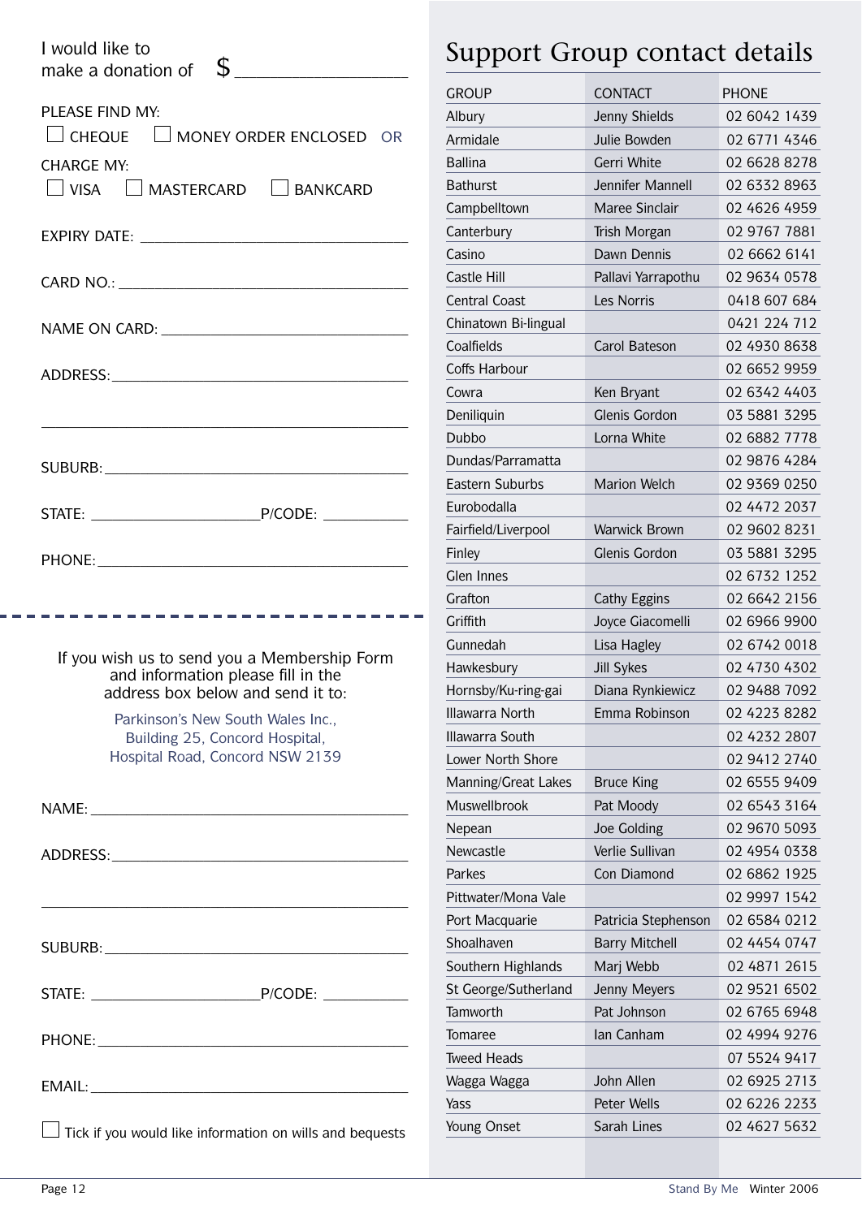I would like to make a donation of $ ___________________

PLEASE FIND MY:

☐ CHEQUE ☐ MONEY ORDER ENCLOSED OR

CHARGE MY:

☐ VISA ☐ MASTERCARD ☐ BANKCARD

EXPIRY DATE: ___________________

CARD NO.: ___________________

NAME ON CARD: ___________________

ADDRESS: ___________________

___________________

SUBURB: ___________________

STATE: ___________ P/CODE: ___________

PHONE: ___________________

---

If you wish us to send you a Membership Form and information please fill in the address box below and send it to:

Parkinson's New South Wales Inc.,
Building 25, Concord Hospital,
Hospital Road, Concord NSW 2139

NAME: ___________________

ADDRESS: ___________________

___________________

SUBURB: ___________________

STATE: ___________ P/CODE: ___________

PHONE: ___________________

EMAIL: ___________________

☐ Tick if you would like information on wills and bequests

# Support Group contact details

| GROUP | CONTACT | PHONE |
|---|---|---|
| Albury | Jenny Shields | 02 6042 1439 |
| Armidale | Julie Bowden | 02 6771 4346 |
| Ballina | Gerri White | 02 6628 8278 |
| Bathurst | Jennifer Mannell | 02 6332 8963 |
| Campbelltown | Maree Sinclair | 02 4626 4959 |
| Canterbury | Trish Morgan | 02 9767 7881 |
| Casino | Dawn Dennis | 02 6662 6141 |
| Castle Hill | Pallavi Yarrapothu | 02 9634 0578 |
| Central Coast | Les Norris | 0418 607 684 |
| Chinatown Bi-lingual | | 0421 224 712 |
| Coalfields | Carol Bateson | 02 4930 8638 |
| Coffs Harbour | | 02 6652 9959 |
| Cowra | Ken Bryant | 02 6342 4403 |
| Deniliquin | Glenis Gordon | 03 5881 3295 |
| Dubbo | Lorna White | 02 6882 7778 |
| Dundas/Parramatta | | 02 9876 4284 |
| Eastern Suburbs | Marion Welch | 02 9369 0250 |
| Eurobodalla | | 02 4472 2037 |
| Fairfield/Liverpool | Warwick Brown | 02 9602 8231 |
| Finley | Glenis Gordon | 03 5881 3295 |
| Glen Innes | | 02 6732 1252 |
| Grafton | Cathy Eggins | 02 6642 2156 |
| Griffith | Joyce Giacomelli | 02 6966 9900 |
| Gunnedah | Lisa Hagley | 02 6742 0018 |
| Hawkesbury | Jill Sykes | 02 4730 4302 |
| Hornsby/Ku-ring-gai | Diana Rynkiewicz | 02 9488 7092 |
| Illawarra North | Emma Robinson | 02 4223 8282 |
| Illawarra South | | 02 4232 2807 |
| Lower North Shore | | 02 9412 2740 |
| Manning/Great Lakes | Bruce King | 02 6555 9409 |
| Muswellbrook | Pat Moody | 02 6543 3164 |
| Nepean | Joe Golding | 02 9670 5093 |
| Newcastle | Verlie Sullivan | 02 4954 0338 |
| Parkes | Con Diamond | 02 6862 1925 |
| Pittwater/Mona Vale | | 02 9997 1542 |
| Port Macquarie | Patricia Stephenson | 02 6584 0212 |
| Shoalhaven | Barry Mitchell | 02 4454 0747 |
| Southern Highlands | Marj Webb | 02 4871 2615 |
| St George/Sutherland | Jenny Meyers | 02 9521 6502 |
| Tamworth | Pat Johnson | 02 6765 6948 |
| Tomaree | Ian Canham | 02 4994 9276 |
| Tweed Heads | | 07 5524 9417 |
| Wagga Wagga | John Allen | 02 6925 2713 |
| Yass | Peter Wells | 02 6226 2233 |
| Young Onset | Sarah Lines | 02 4627 5632 |